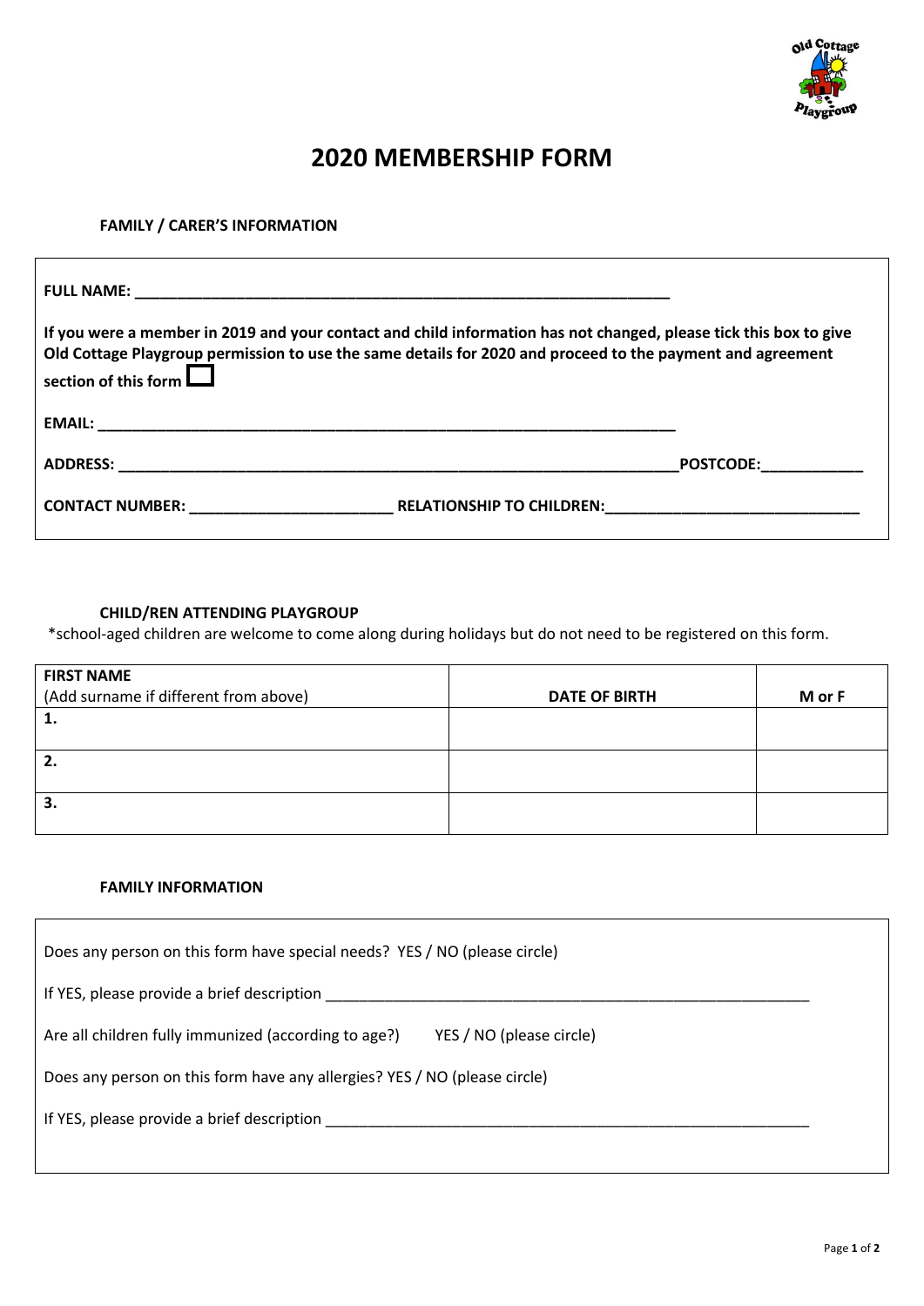# 2020 MEMBERSHIP FORM

**FAMILY / CARER'S INFORMATION**

**FULL NAME:** ___________________________________________________________________

**If you were a member in 2019 and your contact and child information has not changed, please tick this box to give Old Cottage Playgroup permission to use the same details for 2020 and proceed to the payment and agreement section of this form** ☐

**EMAIL:** _______________________________________________________________________

**ADDRESS:** _____________________________________________________________________ **POSTCODE:**____________

**CONTACT NUMBER:** ________________________ **RELATIONSHIP TO CHILDREN:**______________________________

**CHILD/REN ATTENDING PLAYGROUP**

*school-aged children are welcome to come along during holidays but do not need to be registered on this form.

| **FIRST NAME** (Add surname if different from above) | **DATE OF BIRTH** | **M or F** |
|---|---|---|
| **1.** | | |
| **2.** | | |
| **3.** | | |

**FAMILY INFORMATION**

Does any person on this form have special needs? YES / NO (please circle)

If YES, please provide a brief description ____________________________________________________________

Are all children fully immunized (according to age?) YES / NO (please circle)

Does any person on this form have any allergies? YES / NO (please circle)

If YES, please provide a brief description ____________________________________________________________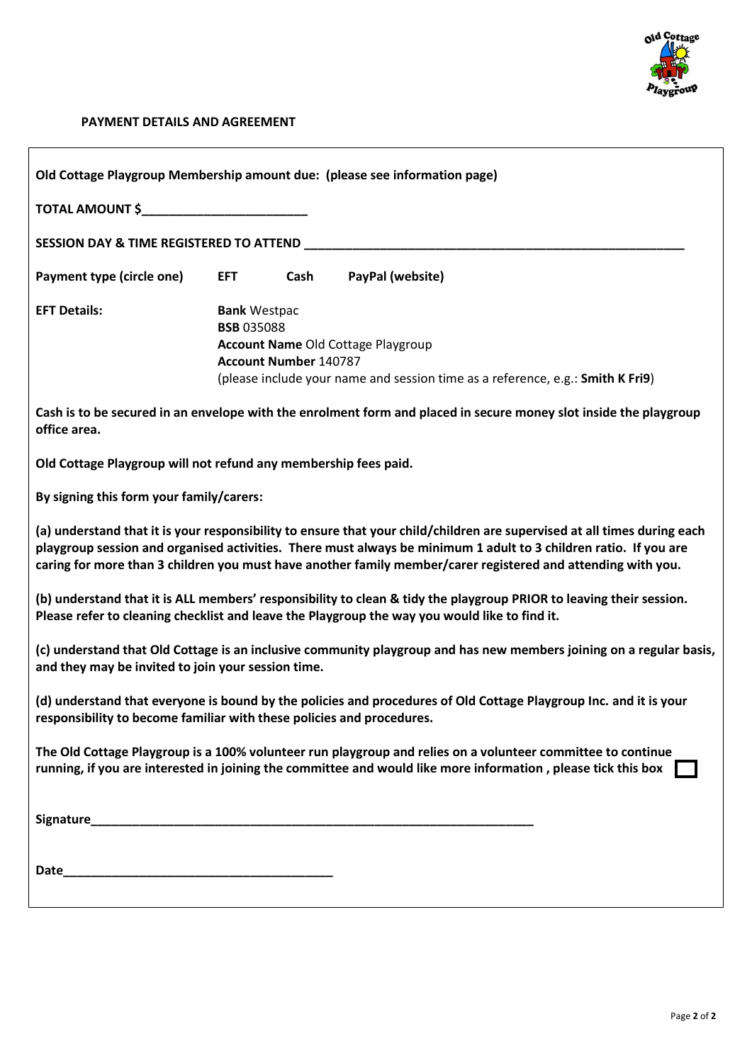**PAYMENT DETAILS AND AGREEMENT**

**Old Cottage Playgroup Membership amount due: (please see information page)**

**TOTAL AMOUNT $________________________**

**SESSION DAY & TIME REGISTERED TO ATTEND ________________________________________________________**

**Payment type (circle one)** **EFT** **Cash** **PayPal (website)**

**EFT Details:**

**Bank** Westpac
**BSB** 035088
**Account Name** Old Cottage Playgroup
**Account Number** 140787
(please include your name and session time as a reference, e.g.: **Smith K Fri9**)

**Cash is to be secured in an envelope with the enrolment form and placed in secure money slot inside the playgroup office area.**

**Old Cottage Playgroup will not refund any membership fees paid.**

**By signing this form your family/carers:**

**(a) understand that it is your responsibility to ensure that your child/children are supervised at all times during each playgroup session and organised activities. There must always be minimum 1 adult to 3 children ratio. If you are caring for more than 3 children you must have another family member/carer registered and attending with you.**

**(b) understand that it is ALL members' responsibility to clean & tidy the playgroup PRIOR to leaving their session. Please refer to cleaning checklist and leave the Playgroup the way you would like to find it.**

**(c) understand that Old Cottage is an inclusive community playgroup and has new members joining on a regular basis, and they may be invited to join your session time.**

**(d) understand that everyone is bound by the policies and procedures of Old Cottage Playgroup Inc. and it is your responsibility to become familiar with these policies and procedures.**

**The Old Cottage Playgroup is a 100% volunteer run playgroup and relies on a volunteer committee to continue running, if you are interested in joining the committee and would like more information , please tick this box** ☐

**Signature__________________________________________________________________**

**Date________________________________________**